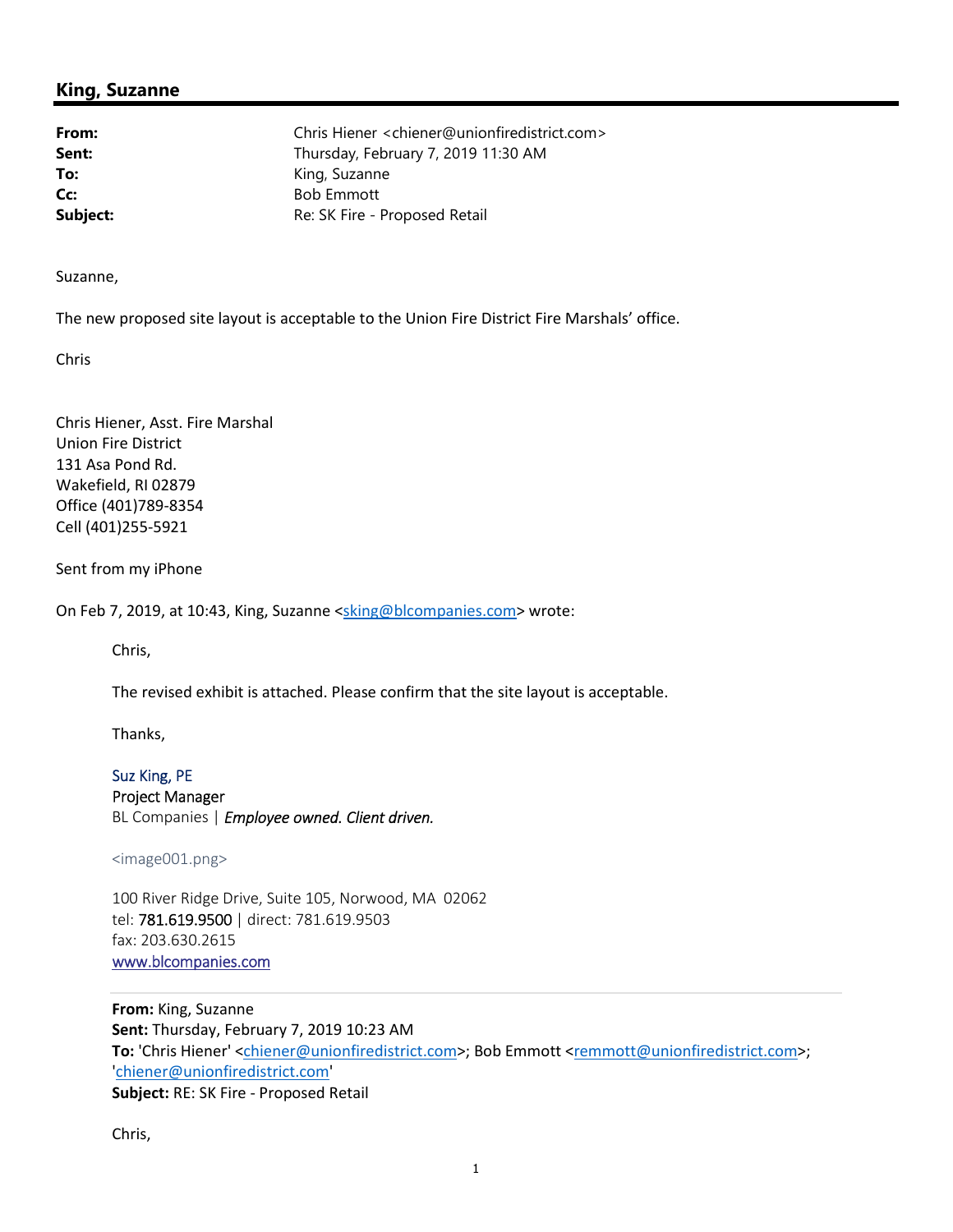## King, Suzanne

**From:** Chris Hiener <chiener@unionfiredistrict.com>
**Sent:** Thursday, February 7, 2019 11:30 AM
**To:** King, Suzanne
**Cc:** Bob Emmott
**Subject:** Re: SK Fire - Proposed Retail

Suzanne,

The new proposed site layout is acceptable to the Union Fire District Fire Marshals' office.

Chris

Chris Hiener, Asst. Fire Marshal
Union Fire District
131 Asa Pond Rd.
Wakefield, RI 02879
Office (401)789-8354
Cell (401)255-5921

Sent from my iPhone

On Feb 7, 2019, at 10:43, King, Suzanne <sking@blcompanies.com> wrote:

> Chris,
>
> The revised exhibit is attached. Please confirm that the site layout is acceptable.
>
> Thanks,
>
> Suz King, PE
> Project Manager
> BL Companies | *Employee owned. Client driven.*
>
> <image001.png>
>
> 100 River Ridge Drive, Suite 105, Norwood, MA 02062
> tel: 781.619.9500 | direct: 781.619.9503
> fax: 203.630.2615
> www.blcompanies.com
>
> ---
>
> **From:** King, Suzanne
> **Sent:** Thursday, February 7, 2019 10:23 AM
> **To:** 'Chris Hiener' <chiener@unionfiredistrict.com>; Bob Emmott <remmott@unionfiredistrict.com>; 'chiener@unionfiredistrict.com'
> **Subject:** RE: SK Fire - Proposed Retail
>
> Chris,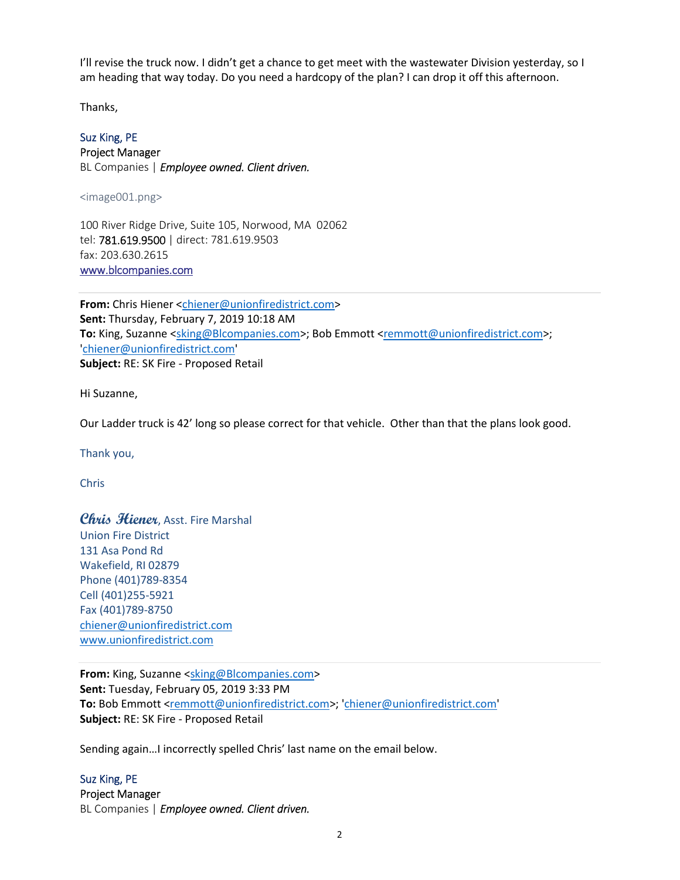I'll revise the truck now. I didn't get a chance to get meet with the wastewater Division yesterday, so I am heading that way today. Do you need a hardcopy of the plan? I can drop it off this afternoon.

Thanks,

Suz King, PE
Project Manager
BL Companies | *Employee owned. Client driven.*

<image001.png>

100 River Ridge Drive, Suite 105, Norwood, MA 02062
tel: 781.619.9500 | direct: 781.619.9503
fax: 203.630.2615
www.blcompanies.com

---

**From:** Chris Hiener <chiener@unionfiredistrict.com>
**Sent:** Thursday, February 7, 2019 10:18 AM
**To:** King, Suzanne <sking@Blcompanies.com>; Bob Emmott <remmott@unionfiredistrict.com>; 'chiener@unionfiredistrict.com'
**Subject:** RE: SK Fire - Proposed Retail

Hi Suzanne,

Our Ladder truck is 42' long so please correct for that vehicle. Other than that the plans look good.

Thank you,

Chris

*Chris Hiener*, Asst. Fire Marshal
Union Fire District
131 Asa Pond Rd
Wakefield, RI 02879
Phone (401)789-8354
Cell (401)255-5921
Fax (401)789-8750
chiener@unionfiredistrict.com
www.unionfiredistrict.com

---

**From:** King, Suzanne <sking@Blcompanies.com>
**Sent:** Tuesday, February 05, 2019 3:33 PM
**To:** Bob Emmott <remmott@unionfiredistrict.com>; 'chiener@unionfiredistrict.com'
**Subject:** RE: SK Fire - Proposed Retail

Sending again…I incorrectly spelled Chris' last name on the email below.

Suz King, PE
Project Manager
BL Companies | *Employee owned. Client driven.*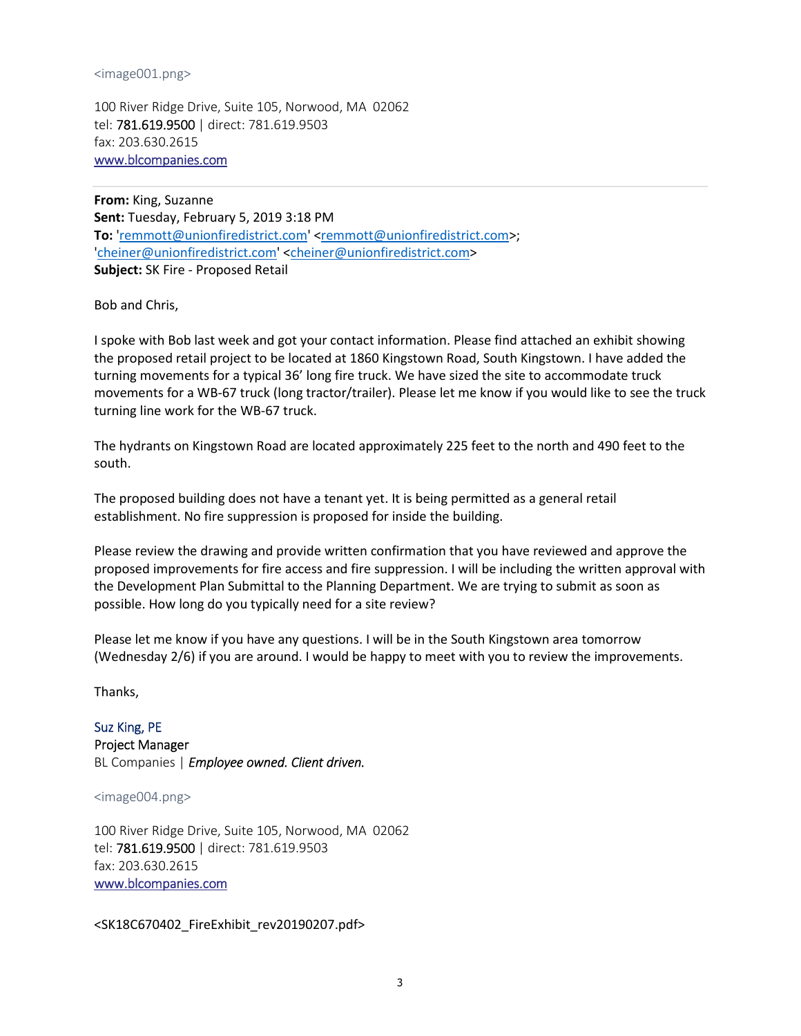<image001.png>

100 River Ridge Drive, Suite 105, Norwood, MA 02062
tel: 781.619.9500 | direct: 781.619.9503
fax: 203.630.2615
www.blcompanies.com

---

**From:** King, Suzanne
**Sent:** Tuesday, February 5, 2019 3:18 PM
**To:** 'remmott@unionfiredistrict.com' <remmott@unionfiredistrict.com>; 'cheiner@unionfiredistrict.com' <cheiner@unionfiredistrict.com>
**Subject:** SK Fire - Proposed Retail

Bob and Chris,

I spoke with Bob last week and got your contact information. Please find attached an exhibit showing the proposed retail project to be located at 1860 Kingstown Road, South Kingstown. I have added the turning movements for a typical 36' long fire truck. We have sized the site to accommodate truck movements for a WB-67 truck (long tractor/trailer). Please let me know if you would like to see the truck turning line work for the WB-67 truck.

The hydrants on Kingstown Road are located approximately 225 feet to the north and 490 feet to the south.

The proposed building does not have a tenant yet. It is being permitted as a general retail establishment. No fire suppression is proposed for inside the building.

Please review the drawing and provide written confirmation that you have reviewed and approve the proposed improvements for fire access and fire suppression. I will be including the written approval with the Development Plan Submittal to the Planning Department. We are trying to submit as soon as possible. How long do you typically need for a site review?

Please let me know if you have any questions. I will be in the South Kingstown area tomorrow (Wednesday 2/6) if you are around. I would be happy to meet with you to review the improvements.

Thanks,

Suz King, PE
Project Manager
BL Companies | *Employee owned. Client driven.*

<image004.png>

100 River Ridge Drive, Suite 105, Norwood, MA 02062
tel: 781.619.9500 | direct: 781.619.9503
fax: 203.630.2615
www.blcompanies.com

<SK18C670402_FireExhibit_rev20190207.pdf>